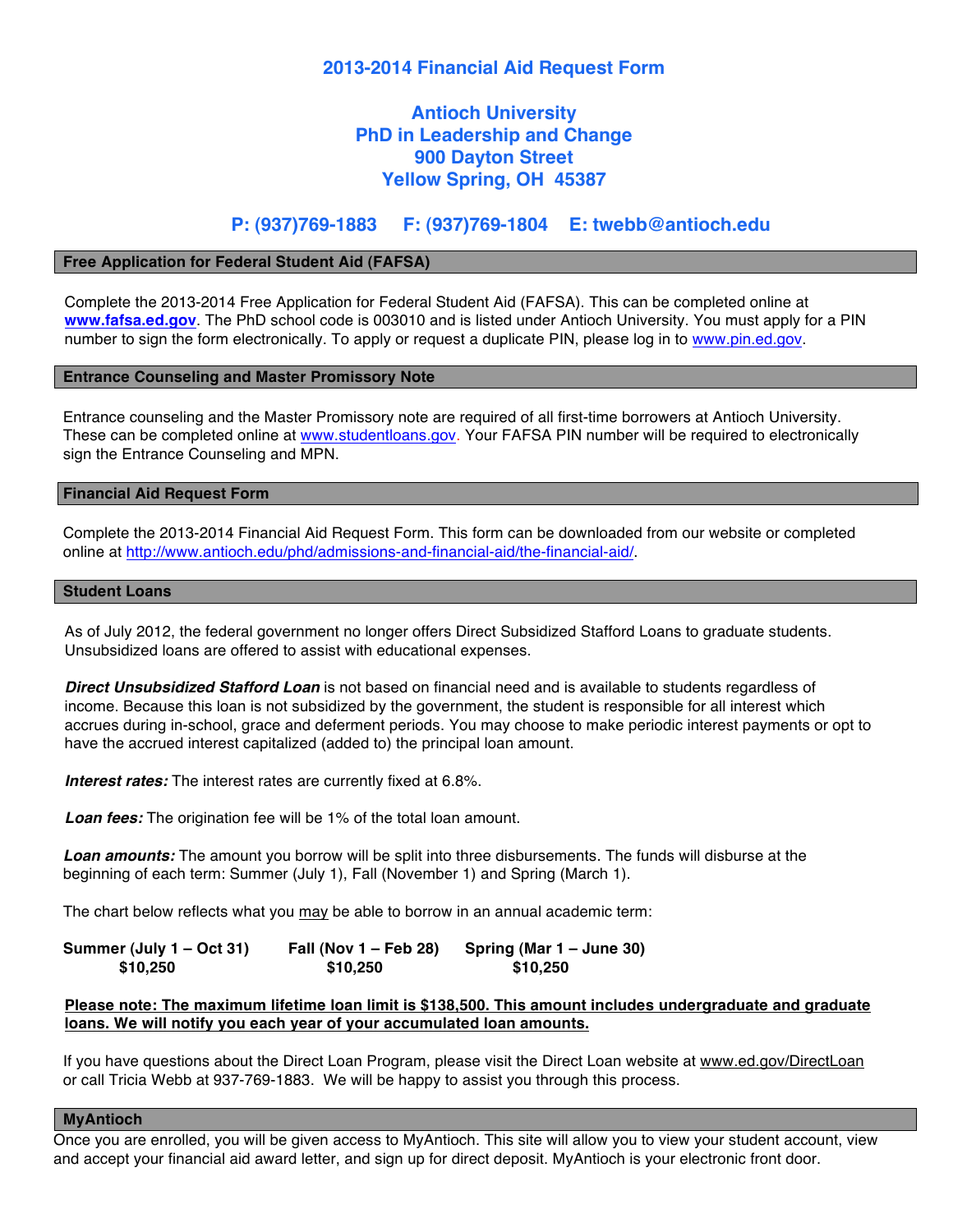# 2013-2014 Financial Aid Request Form

## Antioch University
## PhD in Leadership and Change
## 900 Dayton Street
## Yellow Spring, OH 45387

**P: (937)769-1883  F: (937)769-1804  E: twebb@antioch.edu**

### Free Application for Federal Student Aid (FAFSA)

Complete the 2013-2014 Free Application for Federal Student Aid (FAFSA). This can be completed online at **www.fafsa.ed.gov**. The PhD school code is 003010 and is listed under Antioch University. You must apply for a PIN number to sign the form electronically. To apply or request a duplicate PIN, please log in to www.pin.ed.gov.

### Entrance Counseling and Master Promissory Note

Entrance counseling and the Master Promissory note are required of all first-time borrowers at Antioch University. These can be completed online at www.studentloans.gov. Your FAFSA PIN number will be required to electronically sign the Entrance Counseling and MPN.

### Financial Aid Request Form

Complete the 2013-2014 Financial Aid Request Form. This form can be downloaded from our website or completed online at http://www.antioch.edu/phd/admissions-and-financial-aid/the-financial-aid/.

### Student Loans

As of July 2012, the federal government no longer offers Direct Subsidized Stafford Loans to graduate students. Unsubsidized loans are offered to assist with educational expenses.

***Direct Unsubsidized Stafford Loan*** is not based on financial need and is available to students regardless of income. Because this loan is not subsidized by the government, the student is responsible for all interest which accrues during in-school, grace and deferment periods. You may choose to make periodic interest payments or opt to have the accrued interest capitalized (added to) the principal loan amount.

***Interest rates:*** The interest rates are currently fixed at 6.8%.

***Loan fees:*** The origination fee will be 1% of the total loan amount.

***Loan amounts:*** The amount you borrow will be split into three disbursements. The funds will disburse at the beginning of each term: Summer (July 1), Fall (November 1) and Spring (March 1).

The chart below reflects what you may be able to borrow in an annual academic term:

| Summer (July 1 – Oct 31) | Fall (Nov 1 – Feb 28) | Spring (Mar 1 – June 30) |
|---|---|---|
| $10,250 | $10,250 | $10,250 |

**Please note: The maximum lifetime loan limit is $138,500. This amount includes undergraduate and graduate loans. We will notify you each year of your accumulated loan amounts.**

If you have questions about the Direct Loan Program, please visit the Direct Loan website at www.ed.gov/DirectLoan or call Tricia Webb at 937-769-1883. We will be happy to assist you through this process.

### MyAntioch

Once you are enrolled, you will be given access to MyAntioch. This site will allow you to view your student account, view and accept your financial aid award letter, and sign up for direct deposit. MyAntioch is your electronic front door.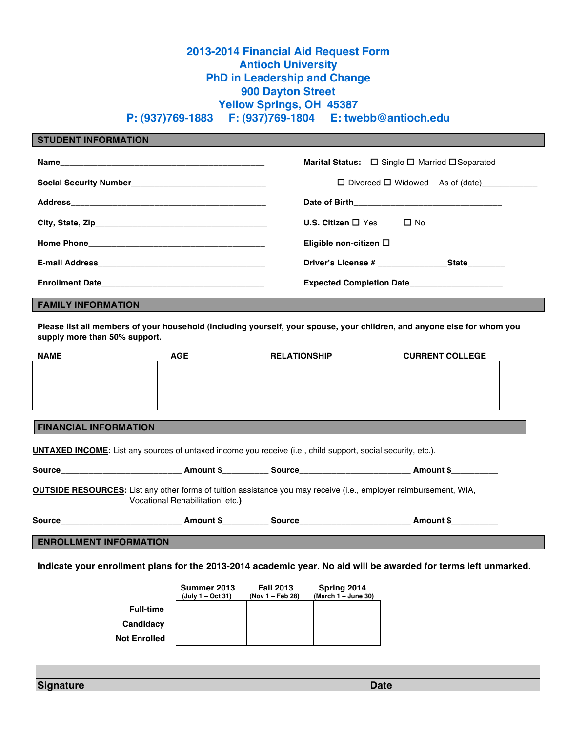# 2013-2014 Financial Aid Request Form
## Antioch University
## PhD in Leadership and Change
## 900 Dayton Street
## Yellow Springs, OH 45387
**P: (937)769-1883  F: (937)769-1804  E: twebb@antioch.edu**

## STUDENT INFORMATION

**Name**_______________________________________________

**Marital Status:** ☐ Single ☐ Married ☐ Separated ☐ Divorced ☐ Widowed As of (date)____________

**Social Security Number**______________________________

**Address**_____________________________________________

**Date of Birth**__________________________________

**City, State, Zip**_______________________________________

**U.S. Citizen** ☐ Yes ☐ No

**Home Phone**__________________________________________

**Eligible non-citizen** ☐

**E-mail Address**_______________________________________

**Driver's License #** ______________ **State**________

**Enrollment Date**_______________________________________

**Expected Completion Date**____________________

## FAMILY INFORMATION

**Please list all members of your household (including yourself, your spouse, your children, and anyone else for whom you supply more than 50% support.**

| NAME | AGE | RELATIONSHIP | CURRENT COLLEGE |
|---|---|---|---|
| | | | |
| | | | |
| | | | |
| | | | |

## FINANCIAL INFORMATION

**UNTAXED INCOME:** List any sources of untaxed income you receive (i.e., child support, social security, etc.).

**Source**__________________________ **Amount $**__________ **Source**________________________ **Amount $**__________

**OUTSIDE RESOURCES:** List any other forms of tuition assistance you may receive (i.e., employer reimbursement, WIA, Vocational Rehabilitation, etc.)

**Source**__________________________ **Amount $**__________ **Source**________________________ **Amount $**__________

## ENROLLMENT INFORMATION

**Indicate your enrollment plans for the 2013-2014 academic year. No aid will be awarded for terms left unmarked.**

| | Summer 2013 (July 1 – Oct 31) | Fall 2013 (Nov 1 – Feb 28) | Spring 2014 (March 1 – June 30) |
|---|---|---|---|
| **Full-time** | | | |
| **Candidacy** | | | |
| **Not Enrolled** | | | |

**Signature** **Date**